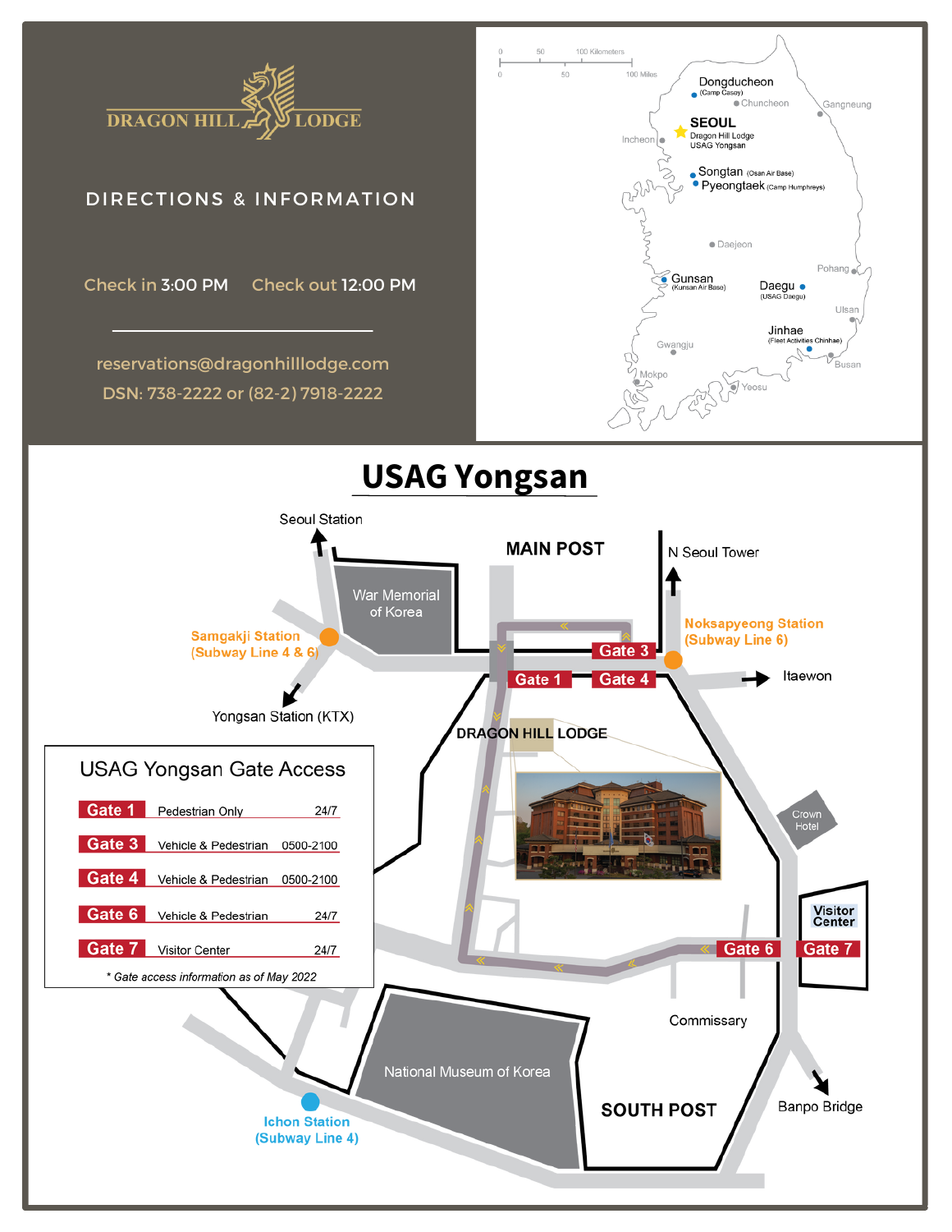# DRAGON HILL LODGE

## DIRECTIONS & INFORMATION

Check in 3:00 PM    Check out 12:00 PM

reservations@dragonhilllodge.com
DSN: 738-2222 or (82-2) 7918-2222

## USAG Yongsan

### USAG Yongsan Gate Access

| Gate | Access | Hours |
|---|---|---|
| Gate 1 | Pedestrian Only | 24/7 |
| Gate 3 | Vehicle & Pedestrian | 0500-2100 |
| Gate 4 | Vehicle & Pedestrian | 0500-2100 |
| Gate 6 | Vehicle & Pedestrian | 24/7 |
| Gate 7 | Visitor Center | 24/7 |

*\* Gate access information as of May 2022*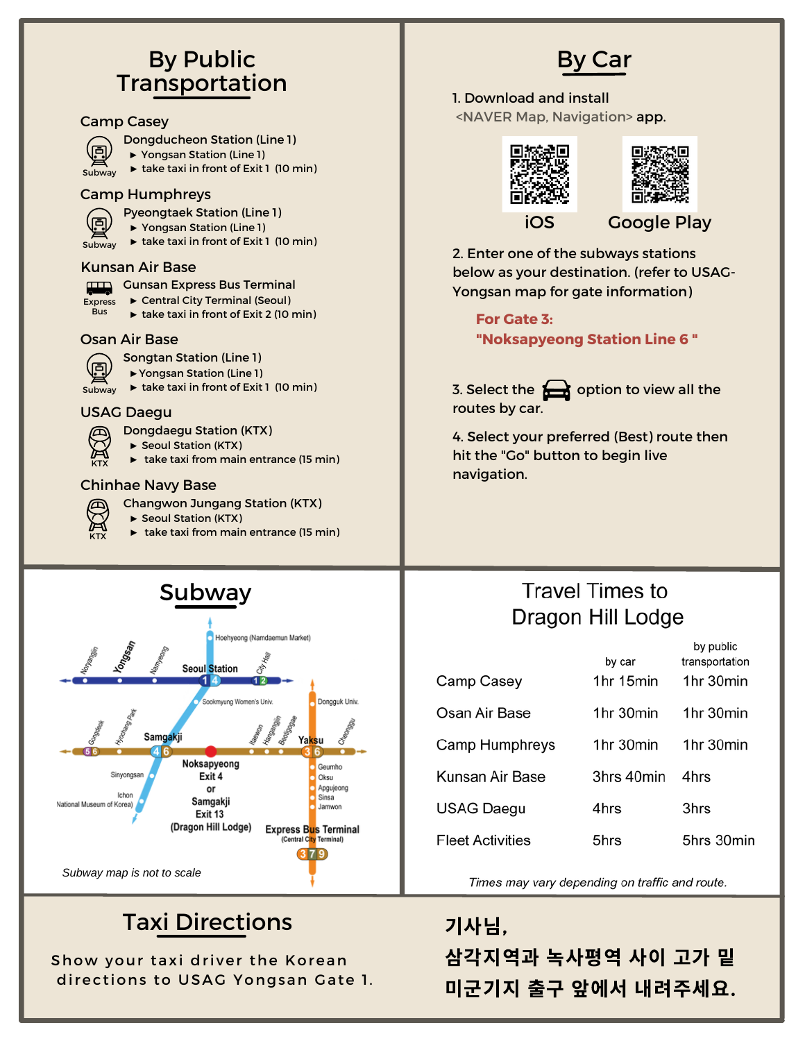## By Public Transportation

### Camp Casey

Subway

Dongducheon Station (Line 1)
- ► Yongsan Station (Line 1)
- ► take taxi in front of Exit 1 (10 min)

### Camp Humphreys

Subway

Pyeongtaek Station (Line 1)
- ► Yongsan Station (Line 1)
- ► take taxi in front of Exit 1 (10 min)

### Kunsan Air Base

Express Bus

Gunsan Express Bus Terminal
- ► Central City Terminal (Seoul)
- ► take taxi in front of Exit 2 (10 min)

### Osan Air Base

Subway

Songtan Station (Line 1)
- ► Yongsan Station (Line 1)
- ► take taxi in front of Exit 1 (10 min)

### USAG Daegu

KTX

Dongdaegu Station (KTX)
- ► Seoul Station (KTX)
- ► take taxi from main entrance (15 min)

### Chinhae Navy Base

KTX

Changwon Jungang Station (KTX)
- ► Seoul Station (KTX)
- ► take taxi from main entrance (15 min)

## By Car

1. Download and install <NAVER Map, Navigation> app.

iOS

Google Play

2. Enter one of the subways stations below as your destination. (refer to USAG-Yongsan map for gate information)

**For Gate 3:**
**"Noksapyeong Station Line 6 "**

3. Select the [car] option to view all the routes by car.

4. Select your preferred (Best) route then hit the "Go" button to begin live navigation.

## Subway

Hoehyeong (Namdaemun Market)
Noryangjin
Yongsan
Namyeong
Seoul Station
City Hall
Sookmyung Women's Univ.
Dongguk Univ.
Gongdeok
Hyochang Park
Samgakji
Itaewon
Hangangjin
Beotigogae
Yaksu
Cheonggu
Noksapyeong Exit 4 or Samgakji Exit 13 (Dragon Hill Lodge)
Sinyongsan
Ichon (National Museum of Korea)
Geumho
Oksu
Apgujeong
Sinsa
Jamwon
Express Bus Terminal (Central City Terminal)

*Subway map is not to scale*

## Travel Times to Dragon Hill Lodge

| | by car | by public transportation |
|---|---|---|
| Camp Casey | 1hr 15min | 1hr 30min |
| Osan Air Base | 1hr 30min | 1hr 30min |
| Camp Humphreys | 1hr 30min | 1hr 30min |
| Kunsan Air Base | 3hrs 40min | 4hrs |
| USAG Daegu | 4hrs | 3hrs |
| Fleet Activities | 5hrs | 5hrs 30min |

*Times may vary depending on traffic and route.*

## Taxi Directions

Show your taxi driver the Korean directions to USAG Yongsan Gate 1.

**기사님,**
**삼각지역과 녹사평역 사이 고가 밑 미군기지 출구 앞에서 내려주세요.**